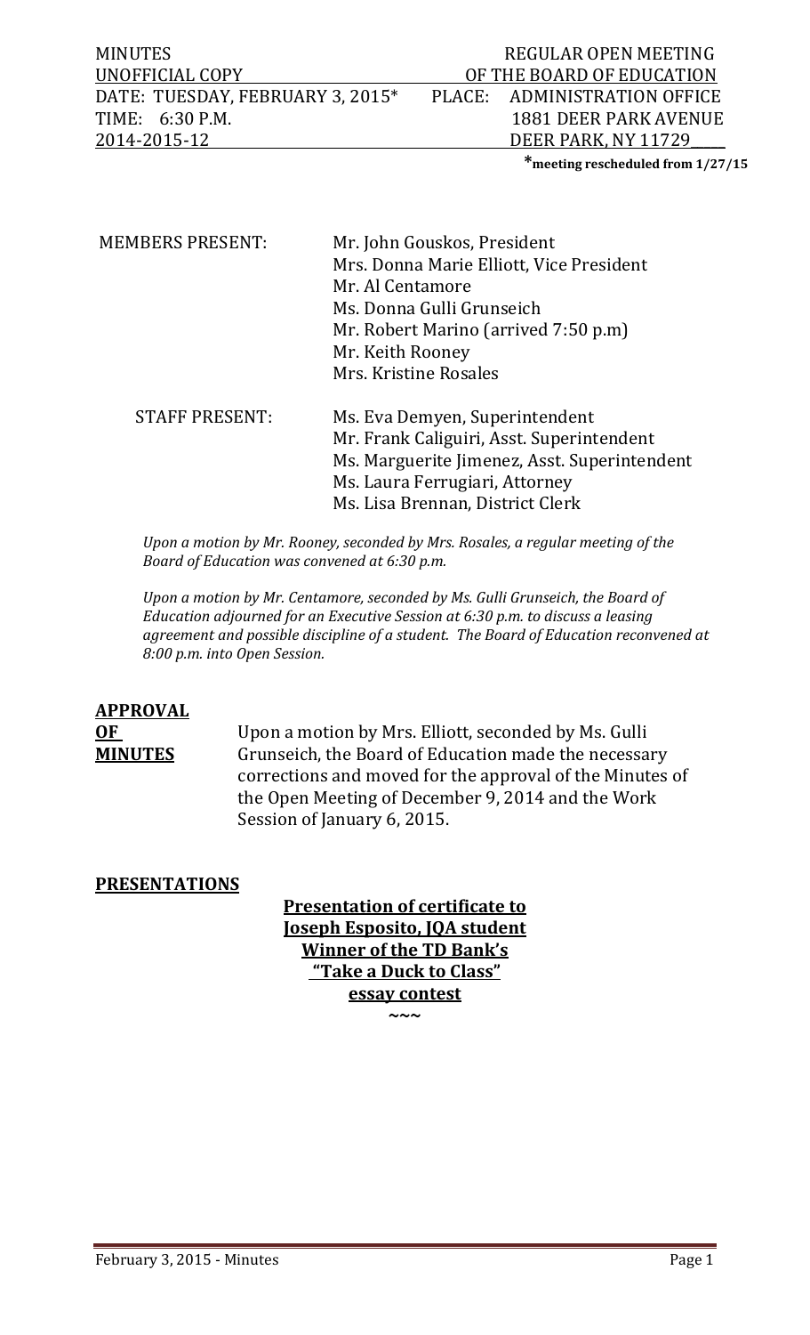MINUTES REGULAR OPEN MEETING
UNOFFICIAL COPY OF THE BOARD OF EDUCATION
DATE: TUESDAY, FEBRUARY 3, 2015* PLACE: ADMINISTRATION OFFICE
TIME: 6:30 P.M. 1881 DEER PARK AVENUE
2014-2015-12 DEER PARK, NY 11729

***meeting rescheduled from 1/27/15**

| | |
|---|---|
| MEMBERS PRESENT: | Mr. John Gouskos, President |
| | Mrs. Donna Marie Elliott, Vice President |
| | Mr. Al Centamore |
| | Ms. Donna Gulli Grunseich |
| | Mr. Robert Marino (arrived 7:50 p.m) |
| | Mr. Keith Rooney |
| | Mrs. Kristine Rosales |
| STAFF PRESENT: | Ms. Eva Demyen, Superintendent |
| | Mr. Frank Caliguiri, Asst. Superintendent |
| | Ms. Marguerite Jimenez, Asst. Superintendent |
| | Ms. Laura Ferrugiari, Attorney |
| | Ms. Lisa Brennan, District Clerk |

*Upon a motion by Mr. Rooney, seconded by Mrs. Rosales, a regular meeting of the Board of Education was convened at 6:30 p.m.*

*Upon a motion by Mr. Centamore, seconded by Ms. Gulli Grunseich, the Board of Education adjourned for an Executive Session at 6:30 p.m. to discuss a leasing agreement and possible discipline of a student. The Board of Education reconvened at 8:00 p.m. into Open Session.*

**APPROVAL OF MINUTES**

Upon a motion by Mrs. Elliott, seconded by Ms. Gulli Grunseich, the Board of Education made the necessary corrections and moved for the approval of the Minutes of the Open Meeting of December 9, 2014 and the Work Session of January 6, 2015.

**PRESENTATIONS**

**Presentation of certificate to Joseph Esposito, JQA student Winner of the TD Bank's "Take a Duck to Class" essay contest**

~~~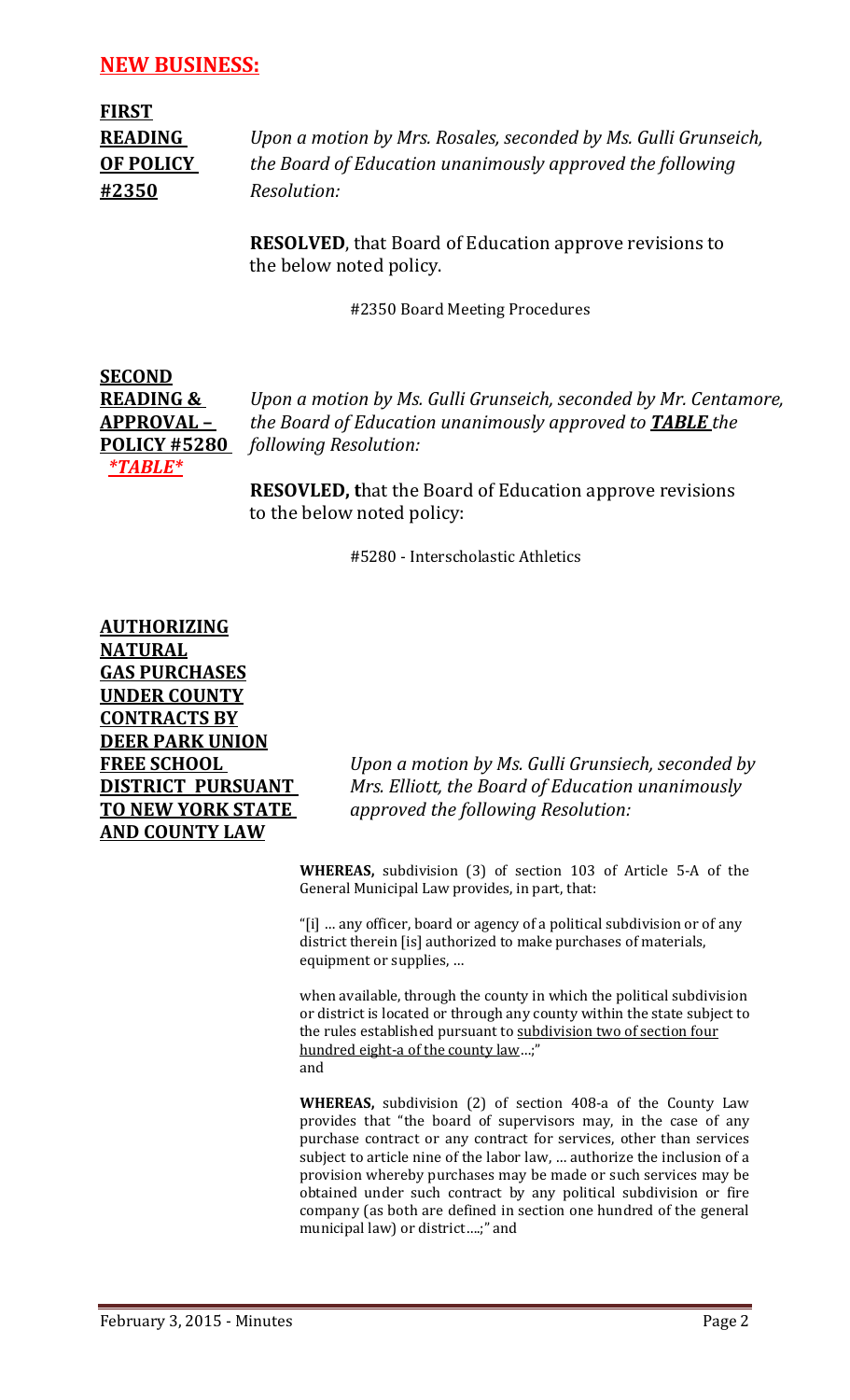## NEW BUSINESS:

**FIRST READING OF POLICY #2350**

*Upon a motion by Mrs. Rosales, seconded by Ms. Gulli Grunseich, the Board of Education unanimously approved the following Resolution:*

**RESOLVED**, that Board of Education approve revisions to the below noted policy.

#2350 Board Meeting Procedures

**SECOND READING & APPROVAL – POLICY #5280** ***\*TABLE\****

*Upon a motion by Ms. Gulli Grunseich, seconded by Mr. Centamore, the Board of Education unanimously approved to **TABLE** the following Resolution:*

**RESOVLED, t**hat the Board of Education approve revisions to the below noted policy:

#5280 - Interscholastic Athletics

**AUTHORIZING NATURAL GAS PURCHASES UNDER COUNTY CONTRACTS BY DEER PARK UNION FREE SCHOOL DISTRICT PURSUANT TO NEW YORK STATE AND COUNTY LAW**

*Upon a motion by Ms. Gulli Grunsiech, seconded by Mrs. Elliott, the Board of Education unanimously approved the following Resolution:*

**WHEREAS,** subdivision (3) of section 103 of Article 5-A of the General Municipal Law provides, in part, that:

"[i] … any officer, board or agency of a political subdivision or of any district therein [is] authorized to make purchases of materials, equipment or supplies, …

when available, through the county in which the political subdivision or district is located or through any county within the state subject to the rules established pursuant to subdivision two of section four hundred eight-a of the county law…;" and

**WHEREAS,** subdivision (2) of section 408-a of the County Law provides that "the board of supervisors may, in the case of any purchase contract or any contract for services, other than services subject to article nine of the labor law, … authorize the inclusion of a provision whereby purchases may be made or such services may be obtained under such contract by any political subdivision or fire company (as both are defined in section one hundred of the general municipal law) or district….;" and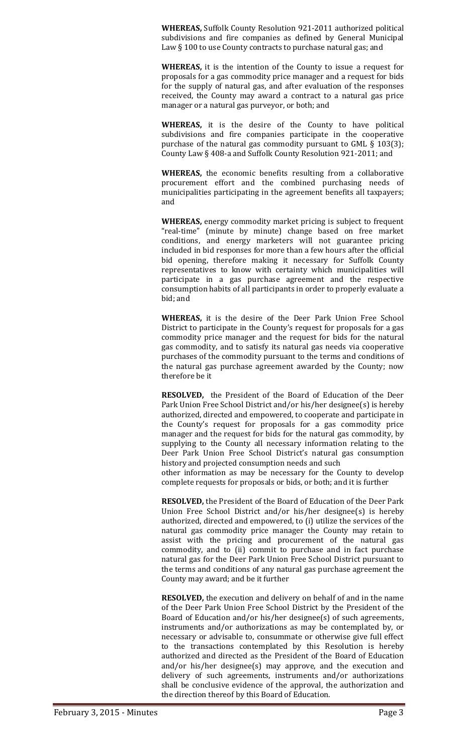**WHEREAS,** Suffolk County Resolution 921-2011 authorized political subdivisions and fire companies as defined by General Municipal Law § 100 to use County contracts to purchase natural gas; and

**WHEREAS,** it is the intention of the County to issue a request for proposals for a gas commodity price manager and a request for bids for the supply of natural gas, and after evaluation of the responses received, the County may award a contract to a natural gas price manager or a natural gas purveyor, or both; and

**WHEREAS,** it is the desire of the County to have political subdivisions and fire companies participate in the cooperative purchase of the natural gas commodity pursuant to GML § 103(3); County Law § 408-a and Suffolk County Resolution 921-2011; and

**WHEREAS,** the economic benefits resulting from a collaborative procurement effort and the combined purchasing needs of municipalities participating in the agreement benefits all taxpayers; and

**WHEREAS,** energy commodity market pricing is subject to frequent "real-time" (minute by minute) change based on free market conditions, and energy marketers will not guarantee pricing included in bid responses for more than a few hours after the official bid opening, therefore making it necessary for Suffolk County representatives to know with certainty which municipalities will participate in a gas purchase agreement and the respective consumption habits of all participants in order to properly evaluate a bid; and

**WHEREAS,** it is the desire of the Deer Park Union Free School District to participate in the County's request for proposals for a gas commodity price manager and the request for bids for the natural gas commodity, and to satisfy its natural gas needs via cooperative purchases of the commodity pursuant to the terms and conditions of the natural gas purchase agreement awarded by the County; now therefore be it

**RESOLVED,** the President of the Board of Education of the Deer Park Union Free School District and/or his/her designee(s) is hereby authorized, directed and empowered, to cooperate and participate in the County's request for proposals for a gas commodity price manager and the request for bids for the natural gas commodity, by supplying to the County all necessary information relating to the Deer Park Union Free School District's natural gas consumption history and projected consumption needs and such other information as may be necessary for the County to develop complete requests for proposals or bids, or both; and it is further

**RESOLVED,** the President of the Board of Education of the Deer Park Union Free School District and/or his/her designee(s) is hereby authorized, directed and empowered, to (i) utilize the services of the natural gas commodity price manager the County may retain to assist with the pricing and procurement of the natural gas commodity, and to (ii) commit to purchase and in fact purchase natural gas for the Deer Park Union Free School District pursuant to the terms and conditions of any natural gas purchase agreement the County may award; and be it further

**RESOLVED,** the execution and delivery on behalf of and in the name of the Deer Park Union Free School District by the President of the Board of Education and/or his/her designee(s) of such agreements, instruments and/or authorizations as may be contemplated by, or necessary or advisable to, consummate or otherwise give full effect to the transactions contemplated by this Resolution is hereby authorized and directed as the President of the Board of Education and/or his/her designee(s) may approve, and the execution and delivery of such agreements, instruments and/or authorizations shall be conclusive evidence of the approval, the authorization and the direction thereof by this Board of Education.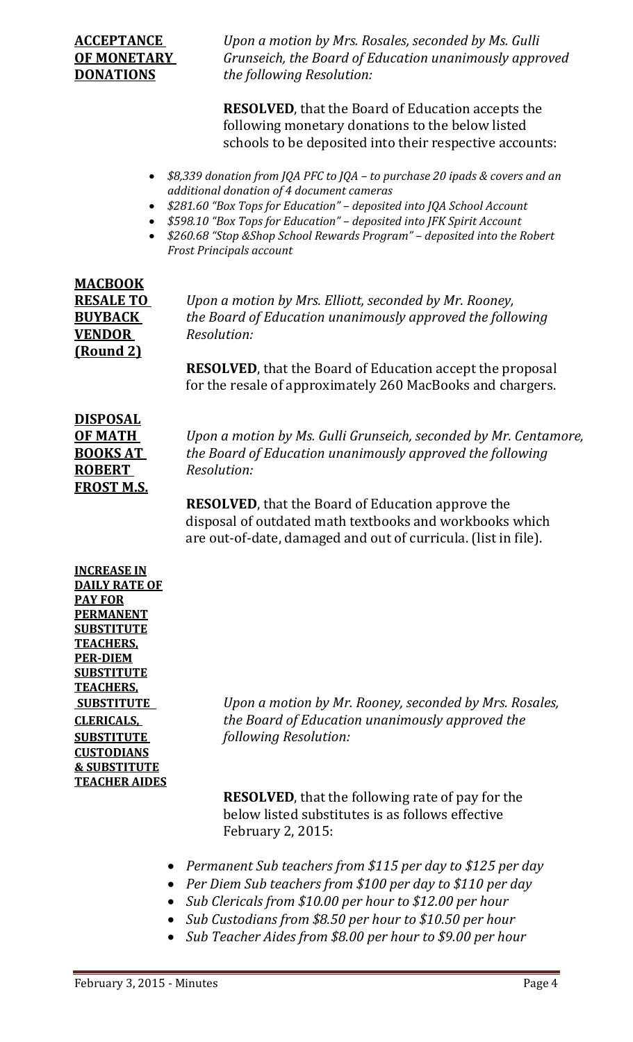**ACCEPTANCE OF MONETARY DONATIONS**

*Upon a motion by Mrs. Rosales, seconded by Ms. Gulli Grunseich, the Board of Education unanimously approved the following Resolution:*

**RESOLVED**, that the Board of Education accepts the following monetary donations to the below listed schools to be deposited into their respective accounts:

- *$8,339 donation from JQA PFC to JQA – to purchase 20 ipads & covers and an additional donation of 4 document cameras*
- *$281.60 "Box Tops for Education" – deposited into JQA School Account*
- *$598.10 "Box Tops for Education" – deposited into JFK Spirit Account*
- *$260.68 "Stop &Shop School Rewards Program" – deposited into the Robert Frost Principals account*

**MACBOOK RESALE TO BUYBACK VENDOR (Round 2)**

*Upon a motion by Mrs. Elliott, seconded by Mr. Rooney, the Board of Education unanimously approved the following Resolution:*

**RESOLVED**, that the Board of Education accept the proposal for the resale of approximately 260 MacBooks and chargers.

**DISPOSAL OF MATH BOOKS AT ROBERT FROST M.S.**

*Upon a motion by Ms. Gulli Grunseich, seconded by Mr. Centamore, the Board of Education unanimously approved the following Resolution:*

**RESOLVED**, that the Board of Education approve the disposal of outdated math textbooks and workbooks which are out-of-date, damaged and out of curricula. (list in file).

**INCREASE IN DAILY RATE OF PAY FOR PERMANENT SUBSTITUTE TEACHERS, PER-DIEM SUBSTITUTE TEACHERS, SUBSTITUTE CLERICALS, SUBSTITUTE CUSTODIANS & SUBSTITUTE TEACHER AIDES**

*Upon a motion by Mr. Rooney, seconded by Mrs. Rosales, the Board of Education unanimously approved the following Resolution:*

**RESOLVED**, that the following rate of pay for the below listed substitutes is as follows effective February 2, 2015:

- *Permanent Sub teachers from $115 per day to $125 per day*
- *Per Diem Sub teachers from $100 per day to $110 per day*
- *Sub Clericals from $10.00 per hour to $12.00 per hour*
- *Sub Custodians from $8.50 per hour to $10.50 per hour*
- *Sub Teacher Aides from $8.00 per hour to $9.00 per hour*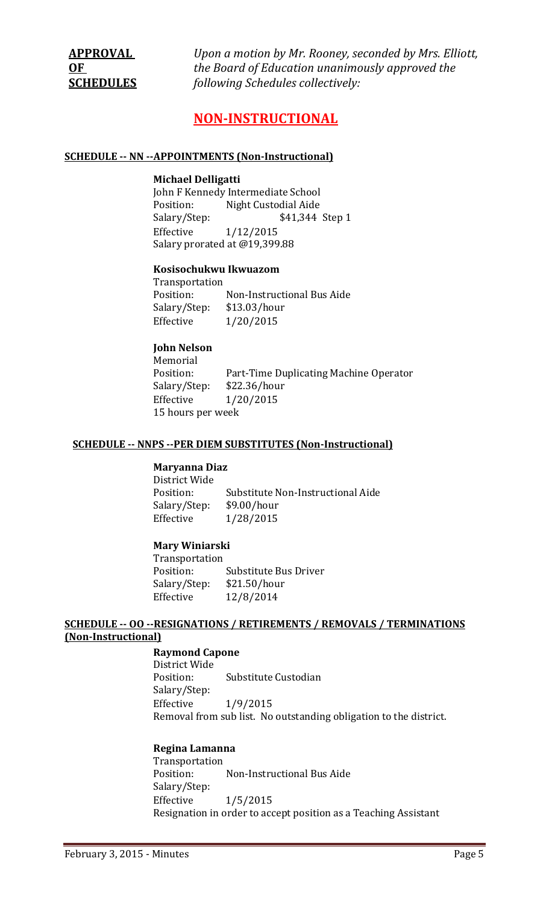**APPROVAL OF SCHEDULES** *Upon a motion by Mr. Rooney, seconded by Mrs. Elliott, the Board of Education unanimously approved the following Schedules collectively:*

## NON-INSTRUCTIONAL

### SCHEDULE -- NN --APPOINTMENTS (Non-Instructional)

**Michael Delligatti**
John F Kennedy Intermediate School
Position: Night Custodial Aide
Salary/Step: $41,344 Step 1
Effective 1/12/2015
Salary prorated at @19,399.88

**Kosisochukwu Ikwuazom**
Transportation
Position: Non-Instructional Bus Aide
Salary/Step: $13.03/hour
Effective 1/20/2015

**John Nelson**
Memorial
Position: Part-Time Duplicating Machine Operator
Salary/Step: $22.36/hour
Effective 1/20/2015
15 hours per week

### SCHEDULE -- NNPS --PER DIEM SUBSTITUTES (Non-Instructional)

**Maryanna Diaz**
District Wide
Position: Substitute Non-Instructional Aide
Salary/Step: $9.00/hour
Effective 1/28/2015

**Mary Winiarski**
Transportation
Position: Substitute Bus Driver
Salary/Step: $21.50/hour
Effective 12/8/2014

### SCHEDULE -- OO --RESIGNATIONS / RETIREMENTS / REMOVALS / TERMINATIONS (Non-Instructional)

**Raymond Capone**
District Wide
Position: Substitute Custodian
Salary/Step:
Effective 1/9/2015
Removal from sub list. No outstanding obligation to the district.

**Regina Lamanna**
Transportation
Position: Non-Instructional Bus Aide
Salary/Step:
Effective 1/5/2015
Resignation in order to accept position as a Teaching Assistant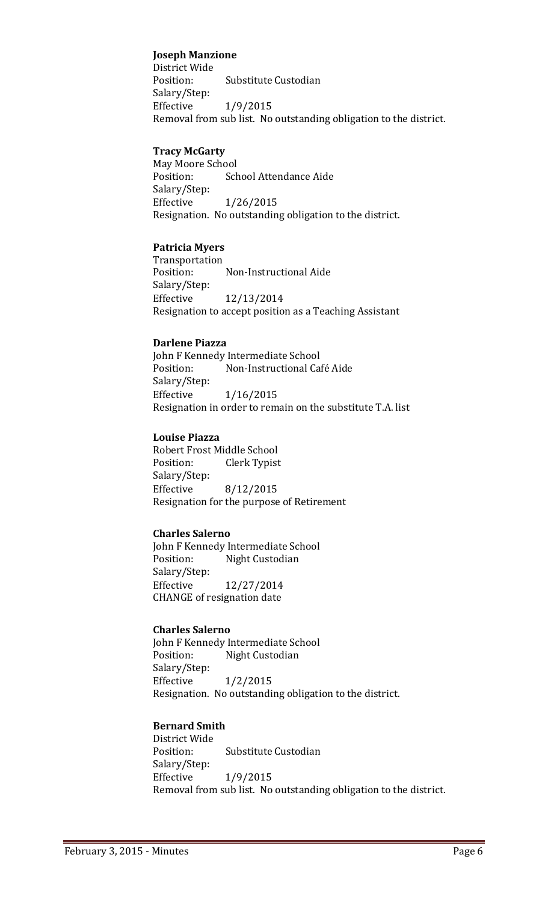**Joseph Manzione**
District Wide
Position: Substitute Custodian
Salary/Step:
Effective 1/9/2015
Removal from sub list. No outstanding obligation to the district.

**Tracy McGarty**
May Moore School
Position: School Attendance Aide
Salary/Step:
Effective 1/26/2015
Resignation. No outstanding obligation to the district.

**Patricia Myers**
Transportation
Position: Non-Instructional Aide
Salary/Step:
Effective 12/13/2014
Resignation to accept position as a Teaching Assistant

**Darlene Piazza**
John F Kennedy Intermediate School
Position: Non-Instructional Café Aide
Salary/Step:
Effective 1/16/2015
Resignation in order to remain on the substitute T.A. list

**Louise Piazza**
Robert Frost Middle School
Position: Clerk Typist
Salary/Step:
Effective 8/12/2015
Resignation for the purpose of Retirement

**Charles Salerno**
John F Kennedy Intermediate School
Position: Night Custodian
Salary/Step:
Effective 12/27/2014
CHANGE of resignation date

**Charles Salerno**
John F Kennedy Intermediate School
Position: Night Custodian
Salary/Step:
Effective 1/2/2015
Resignation. No outstanding obligation to the district.

**Bernard Smith**
District Wide
Position: Substitute Custodian
Salary/Step:
Effective 1/9/2015
Removal from sub list. No outstanding obligation to the district.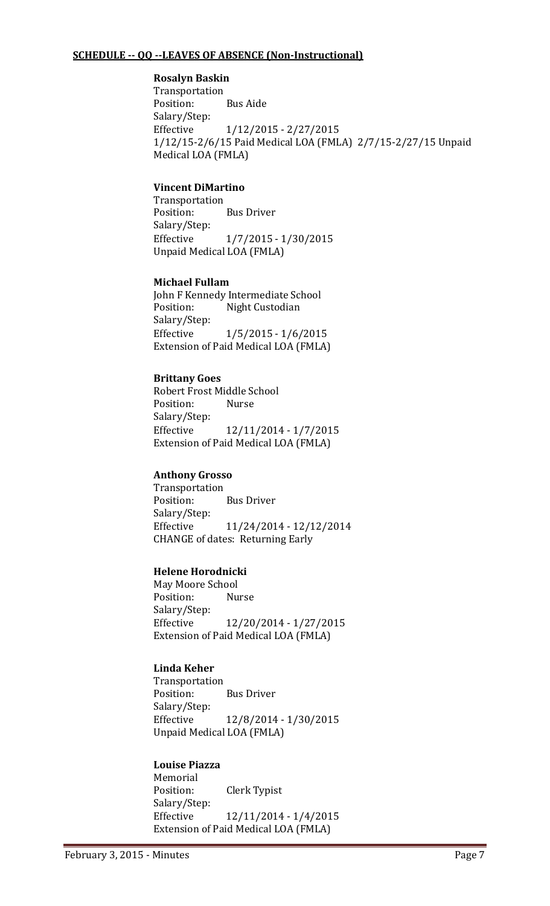**SCHEDULE -- QQ --LEAVES OF ABSENCE (Non-Instructional)**

**Rosalyn Baskin**
Transportation
Position: Bus Aide
Salary/Step:
Effective 1/12/2015 - 2/27/2015
1/12/15-2/6/15 Paid Medical LOA (FMLA) 2/7/15-2/27/15 Unpaid Medical LOA (FMLA)

**Vincent DiMartino**
Transportation
Position: Bus Driver
Salary/Step:
Effective 1/7/2015 - 1/30/2015
Unpaid Medical LOA (FMLA)

**Michael Fullam**
John F Kennedy Intermediate School
Position: Night Custodian
Salary/Step:
Effective 1/5/2015 - 1/6/2015
Extension of Paid Medical LOA (FMLA)

**Brittany Goes**
Robert Frost Middle School
Position: Nurse
Salary/Step:
Effective 12/11/2014 - 1/7/2015
Extension of Paid Medical LOA (FMLA)

**Anthony Grosso**
Transportation
Position: Bus Driver
Salary/Step:
Effective 11/24/2014 - 12/12/2014
CHANGE of dates: Returning Early

**Helene Horodnicki**
May Moore School
Position: Nurse
Salary/Step:
Effective 12/20/2014 - 1/27/2015
Extension of Paid Medical LOA (FMLA)

**Linda Keher**
Transportation
Position: Bus Driver
Salary/Step:
Effective 12/8/2014 - 1/30/2015
Unpaid Medical LOA (FMLA)

**Louise Piazza**
Memorial
Position: Clerk Typist
Salary/Step:
Effective 12/11/2014 - 1/4/2015
Extension of Paid Medical LOA (FMLA)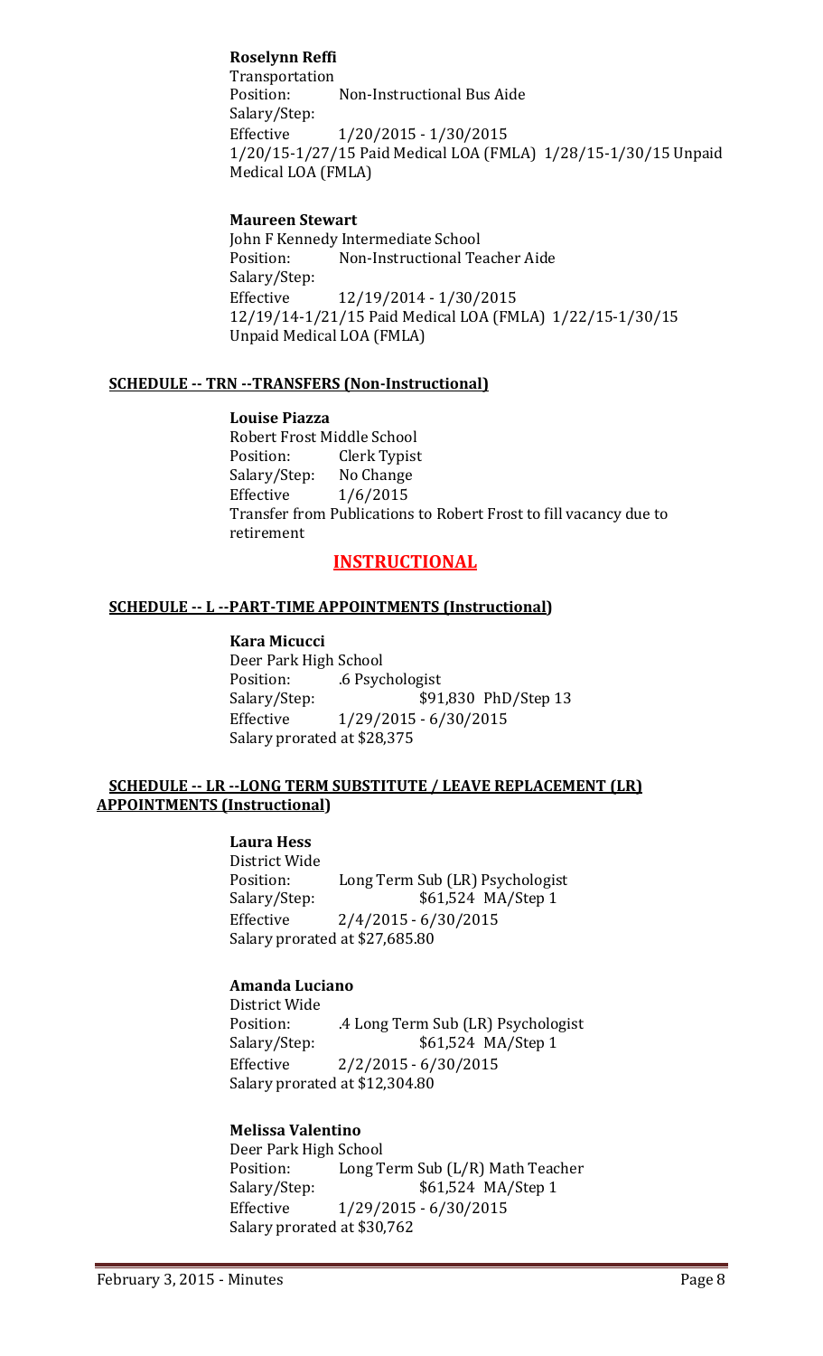**Roselynn Reffi**
Transportation
Position: Non-Instructional Bus Aide
Salary/Step:
Effective 1/20/2015 - 1/30/2015
1/20/15-1/27/15 Paid Medical LOA (FMLA) 1/28/15-1/30/15 Unpaid Medical LOA (FMLA)

**Maureen Stewart**
John F Kennedy Intermediate School
Position: Non-Instructional Teacher Aide
Salary/Step:
Effective 12/19/2014 - 1/30/2015
12/19/14-1/21/15 Paid Medical LOA (FMLA) 1/22/15-1/30/15 Unpaid Medical LOA (FMLA)

**SCHEDULE -- TRN --TRANSFERS (Non-Instructional)**

**Louise Piazza**
Robert Frost Middle School
Position: Clerk Typist
Salary/Step: No Change
Effective 1/6/2015
Transfer from Publications to Robert Frost to fill vacancy due to retirement

## INSTRUCTIONAL

**SCHEDULE -- L --PART-TIME APPOINTMENTS (Instructional)**

**Kara Micucci**
Deer Park High School
Position: .6 Psychologist
Salary/Step: $91,830 PhD/Step 13
Effective 1/29/2015 - 6/30/2015
Salary prorated at $28,375

**SCHEDULE -- LR --LONG TERM SUBSTITUTE / LEAVE REPLACEMENT (LR) APPOINTMENTS (Instructional)**

**Laura Hess**
District Wide
Position: Long Term Sub (LR) Psychologist
Salary/Step: $61,524 MA/Step 1
Effective 2/4/2015 - 6/30/2015
Salary prorated at $27,685.80

**Amanda Luciano**
District Wide
Position: .4 Long Term Sub (LR) Psychologist
Salary/Step: $61,524 MA/Step 1
Effective 2/2/2015 - 6/30/2015
Salary prorated at $12,304.80

**Melissa Valentino**
Deer Park High School
Position: Long Term Sub (L/R) Math Teacher
Salary/Step: $61,524 MA/Step 1
Effective 1/29/2015 - 6/30/2015
Salary prorated at $30,762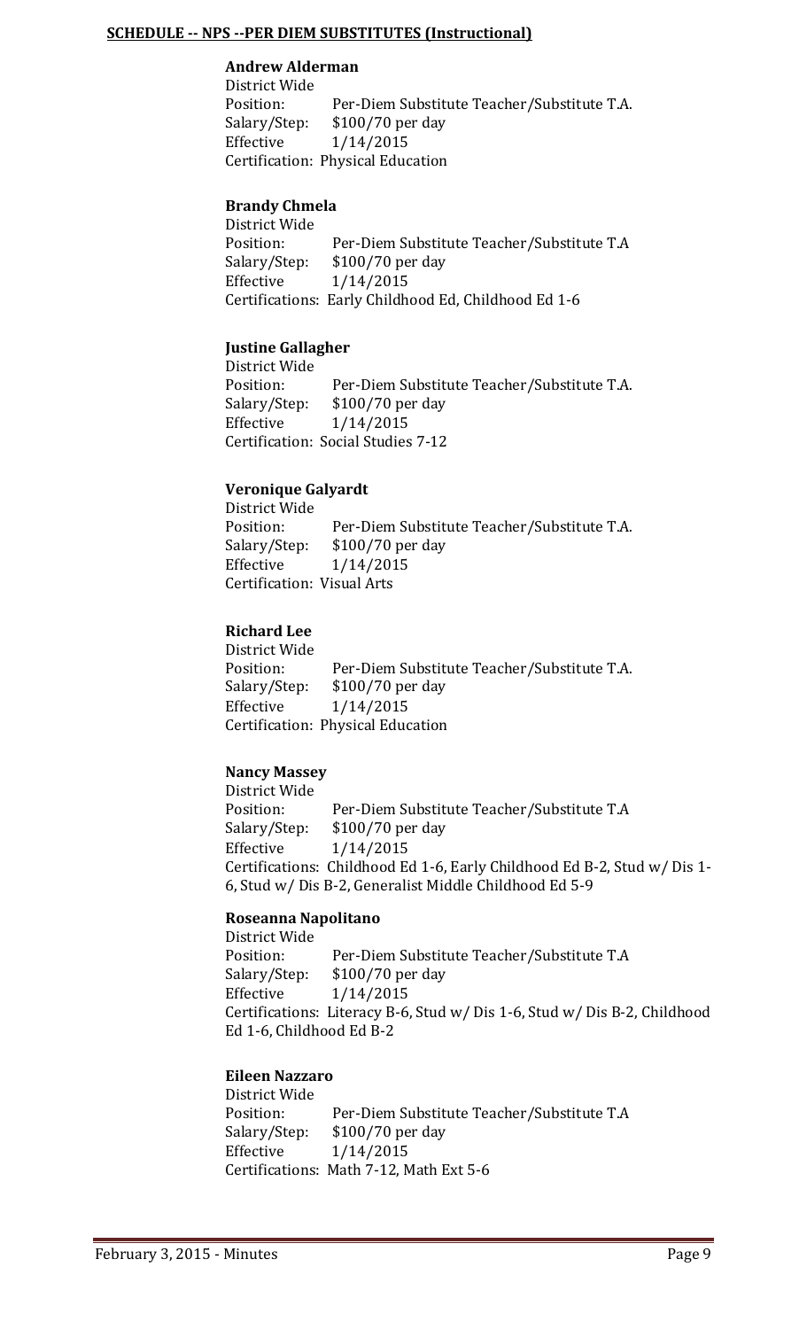**SCHEDULE -- NPS --PER DIEM SUBSTITUTES (Instructional)**

**Andrew Alderman**
District Wide
Position: Per-Diem Substitute Teacher/Substitute T.A.
Salary/Step: $100/70 per day
Effective 1/14/2015
Certification: Physical Education

**Brandy Chmela**
District Wide
Position: Per-Diem Substitute Teacher/Substitute T.A
Salary/Step: $100/70 per day
Effective 1/14/2015
Certifications: Early Childhood Ed, Childhood Ed 1-6

**Justine Gallagher**
District Wide
Position: Per-Diem Substitute Teacher/Substitute T.A.
Salary/Step: $100/70 per day
Effective 1/14/2015
Certification: Social Studies 7-12

**Veronique Galyardt**
District Wide
Position: Per-Diem Substitute Teacher/Substitute T.A.
Salary/Step: $100/70 per day
Effective 1/14/2015
Certification: Visual Arts

**Richard Lee**
District Wide
Position: Per-Diem Substitute Teacher/Substitute T.A.
Salary/Step: $100/70 per day
Effective 1/14/2015
Certification: Physical Education

**Nancy Massey**
District Wide
Position: Per-Diem Substitute Teacher/Substitute T.A
Salary/Step: $100/70 per day
Effective 1/14/2015
Certifications: Childhood Ed 1-6, Early Childhood Ed B-2, Stud w/ Dis 1-6, Stud w/ Dis B-2, Generalist Middle Childhood Ed 5-9

**Roseanna Napolitano**
District Wide
Position: Per-Diem Substitute Teacher/Substitute T.A
Salary/Step: $100/70 per day
Effective 1/14/2015
Certifications: Literacy B-6, Stud w/ Dis 1-6, Stud w/ Dis B-2, Childhood Ed 1-6, Childhood Ed B-2

**Eileen Nazzaro**
District Wide
Position: Per-Diem Substitute Teacher/Substitute T.A
Salary/Step: $100/70 per day
Effective 1/14/2015
Certifications: Math 7-12, Math Ext 5-6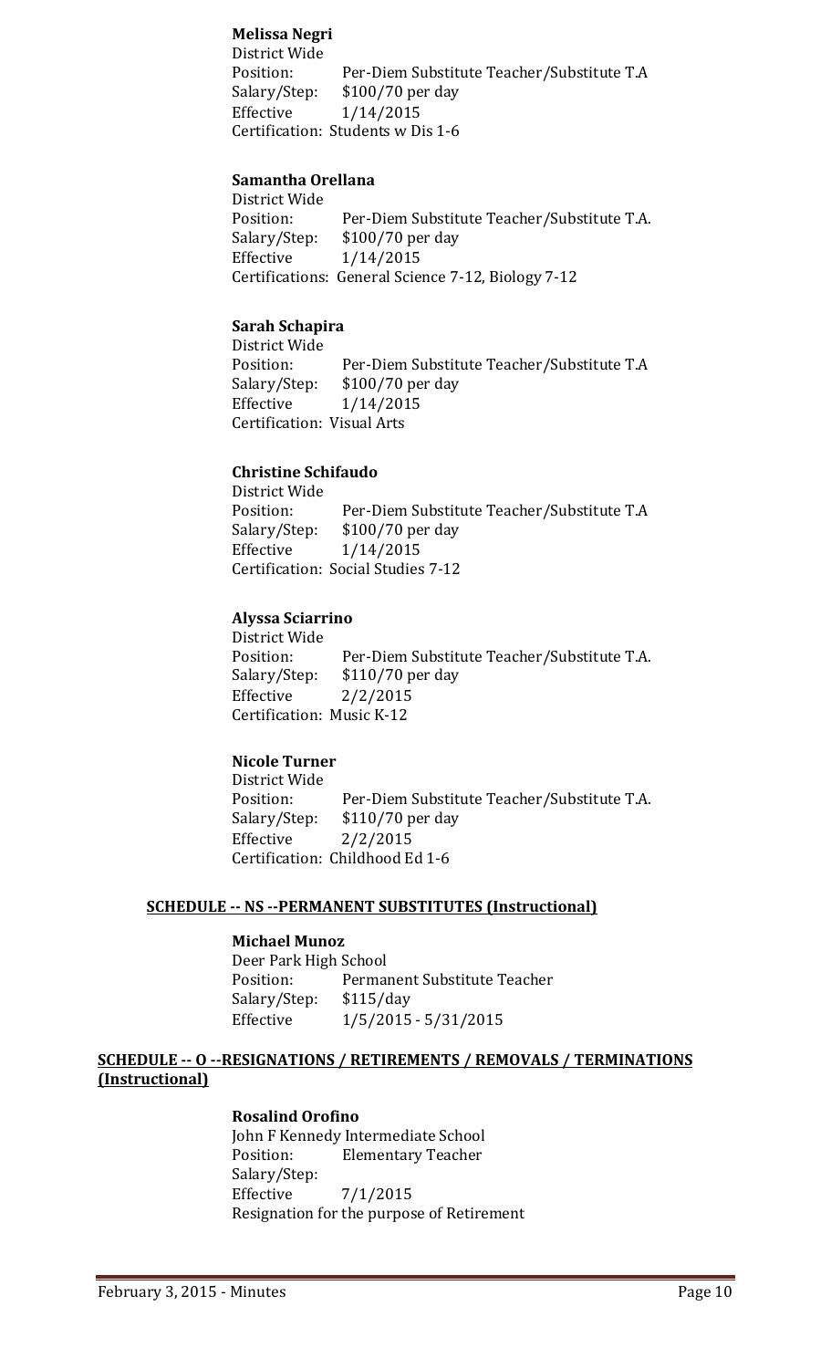**Melissa Negri**
District Wide
Position: Per-Diem Substitute Teacher/Substitute T.A
Salary/Step: $100/70 per day
Effective 1/14/2015
Certification: Students w Dis 1-6

**Samantha Orellana**
District Wide
Position: Per-Diem Substitute Teacher/Substitute T.A.
Salary/Step: $100/70 per day
Effective 1/14/2015
Certifications: General Science 7-12, Biology 7-12

**Sarah Schapira**
District Wide
Position: Per-Diem Substitute Teacher/Substitute T.A
Salary/Step: $100/70 per day
Effective 1/14/2015
Certification: Visual Arts

**Christine Schifaudo**
District Wide
Position: Per-Diem Substitute Teacher/Substitute T.A
Salary/Step: $100/70 per day
Effective 1/14/2015
Certification: Social Studies 7-12

**Alyssa Sciarrino**
District Wide
Position: Per-Diem Substitute Teacher/Substitute T.A.
Salary/Step: $110/70 per day
Effective 2/2/2015
Certification: Music K-12

**Nicole Turner**
District Wide
Position: Per-Diem Substitute Teacher/Substitute T.A.
Salary/Step: $110/70 per day
Effective 2/2/2015
Certification: Childhood Ed 1-6

**SCHEDULE -- NS --PERMANENT SUBSTITUTES (Instructional)**

**Michael Munoz**
Deer Park High School
Position: Permanent Substitute Teacher
Salary/Step: $115/day
Effective 1/5/2015 - 5/31/2015

**SCHEDULE -- O --RESIGNATIONS / RETIREMENTS / REMOVALS / TERMINATIONS (Instructional)**

**Rosalind Orofino**
John F Kennedy Intermediate School
Position: Elementary Teacher
Salary/Step:
Effective 7/1/2015
Resignation for the purpose of Retirement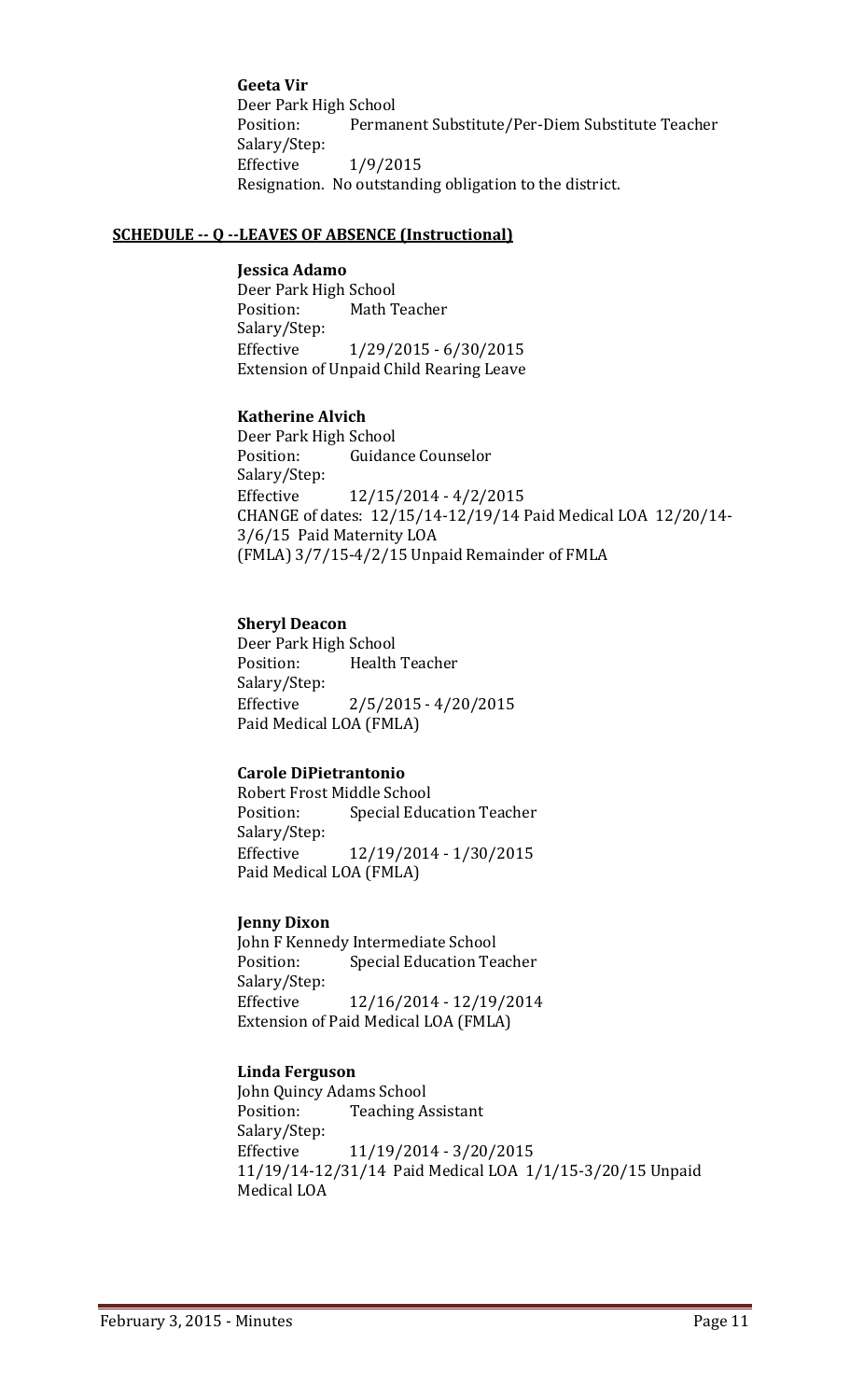**Geeta Vir**
Deer Park High School
Position: Permanent Substitute/Per-Diem Substitute Teacher
Salary/Step:
Effective 1/9/2015
Resignation. No outstanding obligation to the district.

**SCHEDULE -- Q --LEAVES OF ABSENCE (Instructional)**

**Jessica Adamo**
Deer Park High School
Position: Math Teacher
Salary/Step:
Effective 1/29/2015 - 6/30/2015
Extension of Unpaid Child Rearing Leave

**Katherine Alvich**
Deer Park High School
Position: Guidance Counselor
Salary/Step:
Effective 12/15/2014 - 4/2/2015
CHANGE of dates: 12/15/14-12/19/14 Paid Medical LOA 12/20/14-3/6/15 Paid Maternity LOA
(FMLA) 3/7/15-4/2/15 Unpaid Remainder of FMLA

**Sheryl Deacon**
Deer Park High School
Position: Health Teacher
Salary/Step:
Effective 2/5/2015 - 4/20/2015
Paid Medical LOA (FMLA)

**Carole DiPietrantonio**
Robert Frost Middle School
Position: Special Education Teacher
Salary/Step:
Effective 12/19/2014 - 1/30/2015
Paid Medical LOA (FMLA)

**Jenny Dixon**
John F Kennedy Intermediate School
Position: Special Education Teacher
Salary/Step:
Effective 12/16/2014 - 12/19/2014
Extension of Paid Medical LOA (FMLA)

**Linda Ferguson**
John Quincy Adams School
Position: Teaching Assistant
Salary/Step:
Effective 11/19/2014 - 3/20/2015
11/19/14-12/31/14 Paid Medical LOA 1/1/15-3/20/15 Unpaid Medical LOA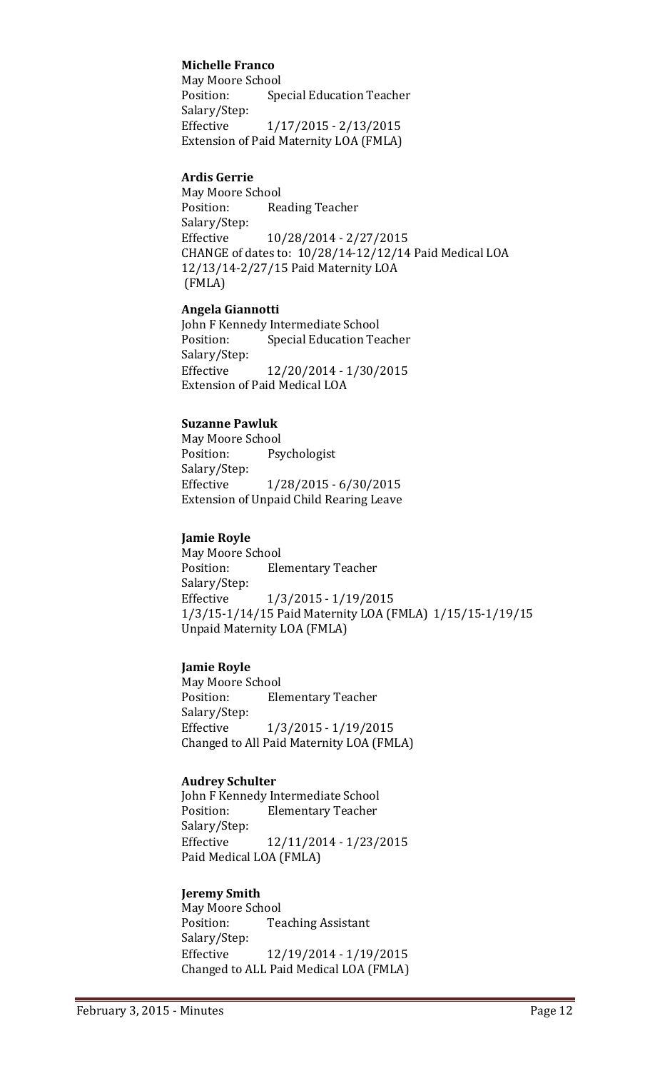**Michelle Franco**
May Moore School
Position: Special Education Teacher
Salary/Step:
Effective 1/17/2015 - 2/13/2015
Extension of Paid Maternity LOA (FMLA)

**Ardis Gerrie**
May Moore School
Position: Reading Teacher
Salary/Step:
Effective 10/28/2014 - 2/27/2015
CHANGE of dates to: 10/28/14-12/12/14 Paid Medical LOA
12/13/14-2/27/15 Paid Maternity LOA
(FMLA)

**Angela Giannotti**
John F Kennedy Intermediate School
Position: Special Education Teacher
Salary/Step:
Effective 12/20/2014 - 1/30/2015
Extension of Paid Medical LOA

**Suzanne Pawluk**
May Moore School
Position: Psychologist
Salary/Step:
Effective 1/28/2015 - 6/30/2015
Extension of Unpaid Child Rearing Leave

**Jamie Royle**
May Moore School
Position: Elementary Teacher
Salary/Step:
Effective 1/3/2015 - 1/19/2015
1/3/15-1/14/15 Paid Maternity LOA (FMLA) 1/15/15-1/19/15
Unpaid Maternity LOA (FMLA)

**Jamie Royle**
May Moore School
Position: Elementary Teacher
Salary/Step:
Effective 1/3/2015 - 1/19/2015
Changed to All Paid Maternity LOA (FMLA)

**Audrey Schulter**
John F Kennedy Intermediate School
Position: Elementary Teacher
Salary/Step:
Effective 12/11/2014 - 1/23/2015
Paid Medical LOA (FMLA)

**Jeremy Smith**
May Moore School
Position: Teaching Assistant
Salary/Step:
Effective 12/19/2014 - 1/19/2015
Changed to ALL Paid Medical LOA (FMLA)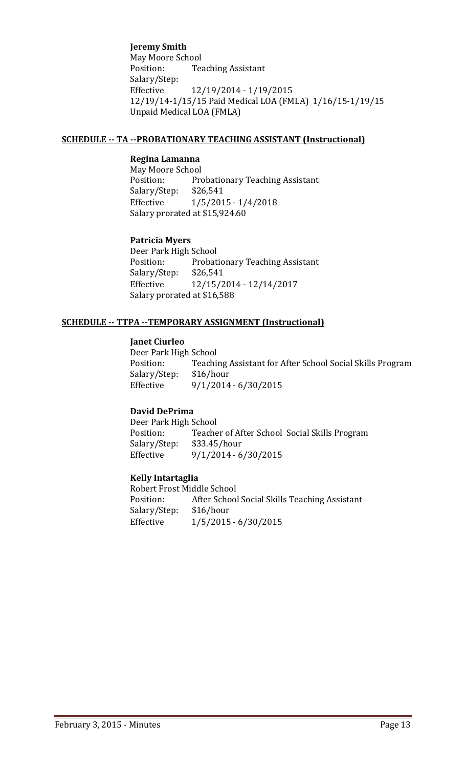**Jeremy Smith**
May Moore School
Position: Teaching Assistant
Salary/Step:
Effective 12/19/2014 - 1/19/2015
12/19/14-1/15/15 Paid Medical LOA (FMLA) 1/16/15-1/19/15 Unpaid Medical LOA (FMLA)

**SCHEDULE -- TA --PROBATIONARY TEACHING ASSISTANT (Instructional)**

**Regina Lamanna**
May Moore School
Position: Probationary Teaching Assistant
Salary/Step: $26,541
Effective 1/5/2015 - 1/4/2018
Salary prorated at $15,924.60

**Patricia Myers**
Deer Park High School
Position: Probationary Teaching Assistant
Salary/Step: $26,541
Effective 12/15/2014 - 12/14/2017
Salary prorated at $16,588

**SCHEDULE -- TTPA --TEMPORARY ASSIGNMENT (Instructional)**

**Janet Ciurleo**
Deer Park High School
Position: Teaching Assistant for After School Social Skills Program
Salary/Step: $16/hour
Effective 9/1/2014 - 6/30/2015

**David DePrima**
Deer Park High School
Position: Teacher of After School Social Skills Program
Salary/Step: $33.45/hour
Effective 9/1/2014 - 6/30/2015

**Kelly Intartaglia**
Robert Frost Middle School
Position: After School Social Skills Teaching Assistant
Salary/Step: $16/hour
Effective 1/5/2015 - 6/30/2015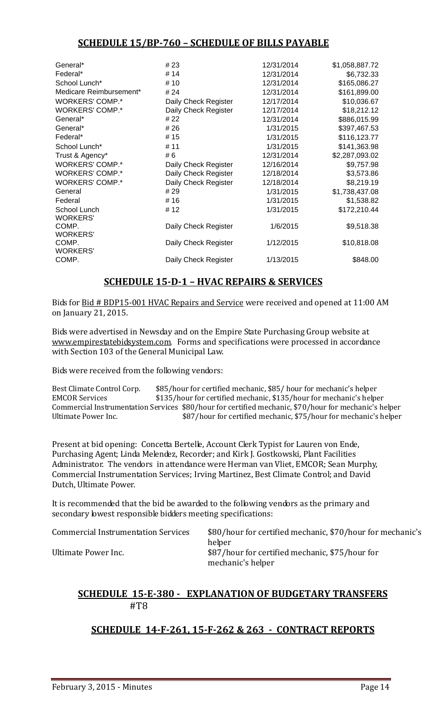## SCHEDULE 15/BP-760 – SCHEDULE OF BILLS PAYABLE

| | | | |
|---|---|---|---|
| General* | # 23 | 12/31/2014 | $1,058,887.72 |
| Federal* | # 14 | 12/31/2014 | $6,732.33 |
| School Lunch* | # 10 | 12/31/2014 | $165,086.27 |
| Medicare Reimbursement* | # 24 | 12/31/2014 | $161,899.00 |
| WORKERS' COMP.* | Daily Check Register | 12/17/2014 | $10,036.67 |
| WORKERS' COMP.* | Daily Check Register | 12/17/2014 | $18,212.12 |
| General* | # 22 | 12/31/2014 | $886,015.99 |
| General* | # 26 | 1/31/2015 | $397,467.53 |
| Federal* | # 15 | 1/31/2015 | $116,123.77 |
| School Lunch* | # 11 | 1/31/2015 | $141,363.98 |
| Trust & Agency* | # 6 | 12/31/2014 | $2,287,093.02 |
| WORKERS' COMP.* | Daily Check Register | 12/16/2014 | $9,757.98 |
| WORKERS' COMP.* | Daily Check Register | 12/18/2014 | $3,573.86 |
| WORKERS' COMP.* | Daily Check Register | 12/18/2014 | $8,219.19 |
| General | # 29 | 1/31/2015 | $1,738,437.08 |
| Federal | # 16 | 1/31/2015 | $1,538.82 |
| School Lunch | # 12 | 1/31/2015 | $172,210.44 |
| WORKERS' COMP. | Daily Check Register | 1/6/2015 | $9,518.38 |
| WORKERS' COMP. | Daily Check Register | 1/12/2015 | $10,818.08 |
| WORKERS' COMP. | Daily Check Register | 1/13/2015 | $848.00 |

## SCHEDULE 15-D-1 – HVAC REPAIRS & SERVICES

Bids for Bid # BDP15-001 HVAC Repairs and Service were received and opened at 11:00 AM on January 21, 2015.

Bids were advertised in Newsday and on the Empire State Purchasing Group website at www.empirestatebidsystem.com. Forms and specifications were processed in accordance with Section 103 of the General Municipal Law.

Bids were received from the following vendors:

| | |
|---|---|
| Best Climate Control Corp. | $85/hour for certified mechanic, $85/ hour for mechanic's helper |
| EMCOR Services | $135/hour for certified mechanic, $135/hour for mechanic's helper |
| Commercial Instrumentation Services | $80/hour for certified mechanic, $70/hour for mechanic's helper |
| Ultimate Power Inc. | $87/hour for certified mechanic, $75/hour for mechanic's helper |

Present at bid opening: Concetta Bertelle, Account Clerk Typist for Lauren von Ende, Purchasing Agent; Linda Melendez, Recorder; and Kirk J. Gostkowski, Plant Facilities Administrator. The vendors in attendance were Herman van Vliet, EMCOR; Sean Murphy, Commercial Instrumentation Services; Irving Martinez, Best Climate Control; and David Dutch, Ultimate Power.

It is recommended that the bid be awarded to the following vendors as the primary and secondary lowest responsible bidders meeting specifications:

| | |
|---|---|
| Commercial Instrumentation Services | $80/hour for certified mechanic, $70/hour for mechanic's helper |
| Ultimate Power Inc. | $87/hour for certified mechanic, $75/hour for mechanic's helper |

## SCHEDULE 15-E-380 - EXPLANATION OF BUDGETARY TRANSFERS #T8

## SCHEDULE 14-F-261, 15-F-262 & 263 - CONTRACT REPORTS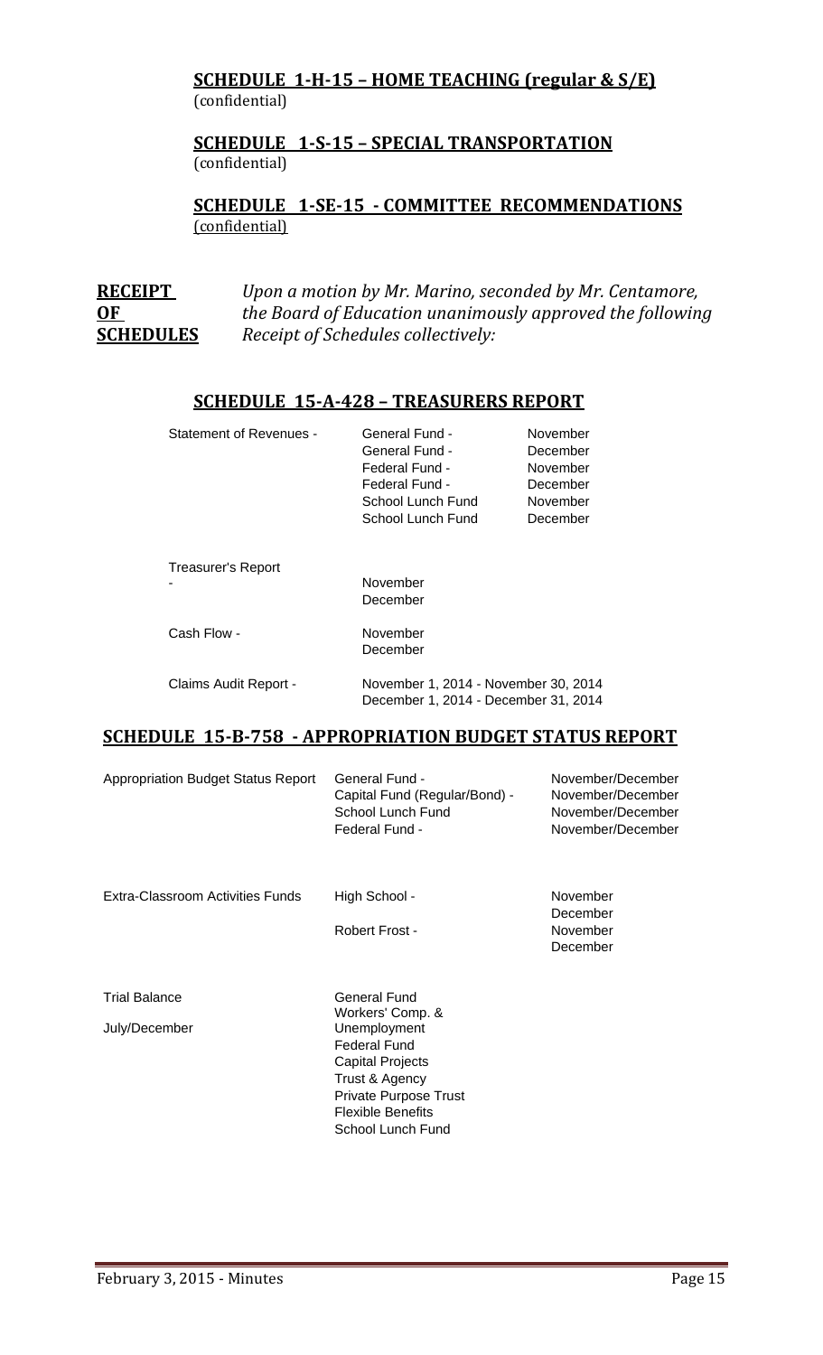**SCHEDULE 1-H-15 – HOME TEACHING (regular & S/E)**
(confidential)

**SCHEDULE 1-S-15 – SPECIAL TRANSPORTATION**
(confidential)

**SCHEDULE 1-SE-15 - COMMITTEE RECOMMENDATIONS**
(confidential)

**RECEIPT OF SCHEDULES**

*Upon a motion by Mr. Marino, seconded by Mr. Centamore, the Board of Education unanimously approved the following Receipt of Schedules collectively:*

**SCHEDULE 15-A-428 – TREASURERS REPORT**

| | | |
|---|---|---|
| Statement of Revenues - | General Fund - | November |
| | General Fund - | December |
| | Federal Fund - | November |
| | Federal Fund - | December |
| | School Lunch Fund | November |
| | School Lunch Fund | December |
| Treasurer's Report - | November | |
| | December | |
| Cash Flow - | November | |
| | December | |
| Claims Audit Report - | November 1, 2014 - November 30, 2014 | |
| | December 1, 2014 - December 31, 2014 | |

**SCHEDULE 15-B-758 - APPROPRIATION BUDGET STATUS REPORT**

| | | |
|---|---|---|
| Appropriation Budget Status Report | General Fund - | November/December |
| | Capital Fund (Regular/Bond) - | November/December |
| | School Lunch Fund | November/December |
| | Federal Fund - | November/December |
| Extra-Classroom Activities Funds | High School - | November |
| | | December |
| | Robert Frost - | November |
| | | December |
| Trial Balance | General Fund | |
| July/December | Workers' Comp. & Unemployment | |
| | Federal Fund | |
| | Capital Projects | |
| | Trust & Agency | |
| | Private Purpose Trust | |
| | Flexible Benefits | |
| | School Lunch Fund | |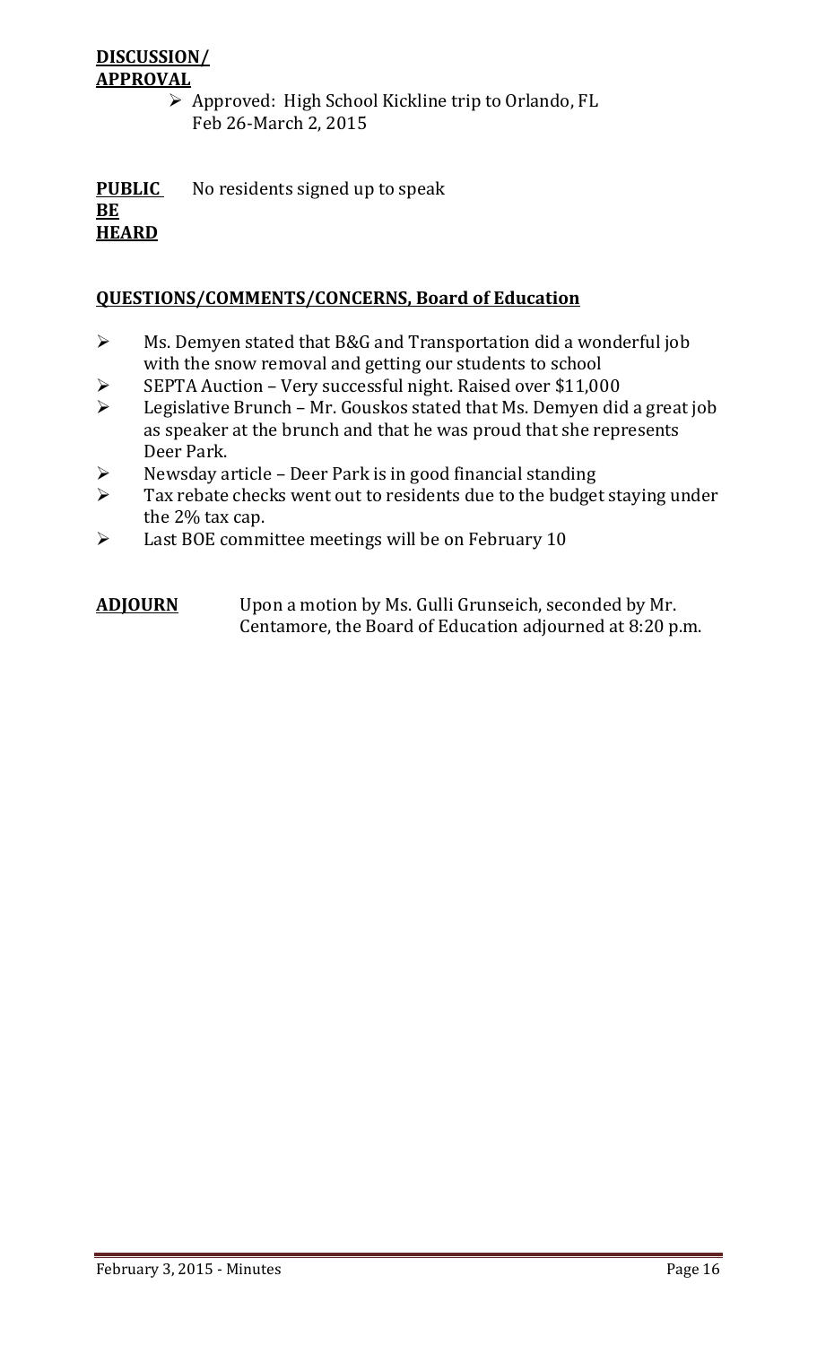**DISCUSSION/ APPROVAL**

- Approved: High School Kickline trip to Orlando, FL Feb 26-March 2, 2015

**PUBLIC BE HEARD** No residents signed up to speak

**QUESTIONS/COMMENTS/CONCERNS, Board of Education**

- Ms. Demyen stated that B&G and Transportation did a wonderful job with the snow removal and getting our students to school
- SEPTA Auction – Very successful night. Raised over $11,000
- Legislative Brunch – Mr. Gouskos stated that Ms. Demyen did a great job as speaker at the brunch and that he was proud that she represents Deer Park.
- Newsday article – Deer Park is in good financial standing
- Tax rebate checks went out to residents due to the budget staying under the 2% tax cap.
- Last BOE committee meetings will be on February 10

**ADJOURN** Upon a motion by Ms. Gulli Grunseich, seconded by Mr. Centamore, the Board of Education adjourned at 8:20 p.m.